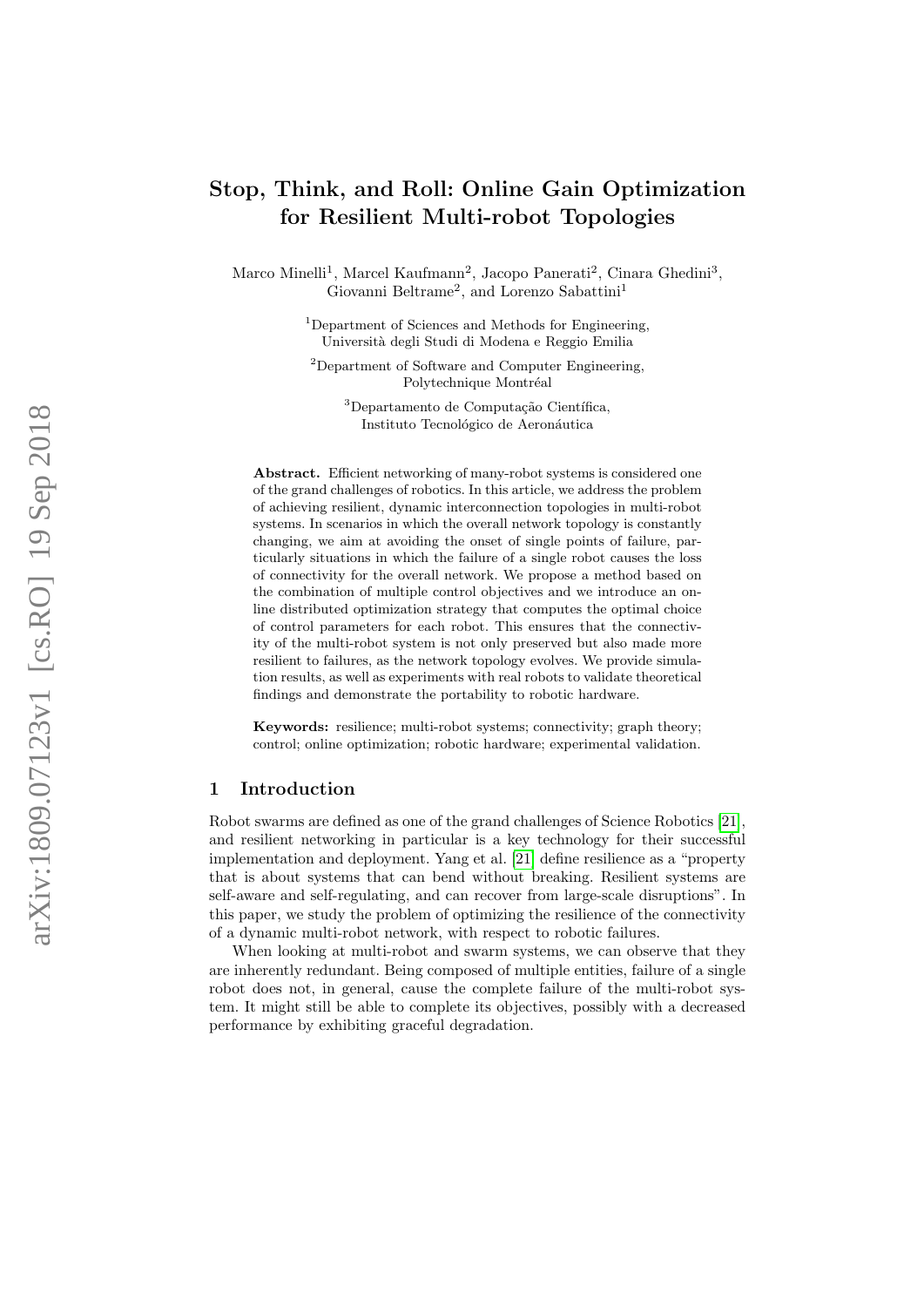# Stop, Think, and Roll: Online Gain Optimization for Resilient Multi-robot Topologies

Marco Minelli[1], Marcel Kaufmann[2], Jacopo Panerati[2], Cinara Ghedini[3], Giovanni Beltrame[2], and Lorenzo Sabattini[1]

[1]Department of Sciences and Methods for Engineering, Università degli Studi di Modena e Reggio Emilia

[2]Department of Software and Computer Engineering, Polytechnique Montréal

[3]Departamento de Computação Científica, Instituto Tecnológico de Aeronáutica

**Abstract.** Efficient networking of many-robot systems is considered one of the grand challenges of robotics. In this article, we address the problem of achieving resilient, dynamic interconnection topologies in multi-robot systems. In scenarios in which the overall network topology is constantly changing, we aim at avoiding the onset of single points of failure, particularly situations in which the failure of a single robot causes the loss of connectivity for the overall network. We propose a method based on the combination of multiple control objectives and we introduce an online distributed optimization strategy that computes the optimal choice of control parameters for each robot. This ensures that the connectivity of the multi-robot system is not only preserved but also made more resilient to failures, as the network topology evolves. We provide simulation results, as well as experiments with real robots to validate theoretical findings and demonstrate the portability to robotic hardware.

**Keywords:** resilience; multi-robot systems; connectivity; graph theory; control; online optimization; robotic hardware; experimental validation.

## 1 Introduction

Robot swarms are defined as one of the grand challenges of Science Robotics [21], and resilient networking in particular is a key technology for their successful implementation and deployment. Yang et al. [21] define resilience as a "property that is about systems that can bend without breaking. Resilient systems are self-aware and self-regulating, and can recover from large-scale disruptions". In this paper, we study the problem of optimizing the resilience of the connectivity of a dynamic multi-robot network, with respect to robotic failures.

When looking at multi-robot and swarm systems, we can observe that they are inherently redundant. Being composed of multiple entities, failure of a single robot does not, in general, cause the complete failure of the multi-robot system. It might still be able to complete its objectives, possibly with a decreased performance by exhibiting graceful degradation.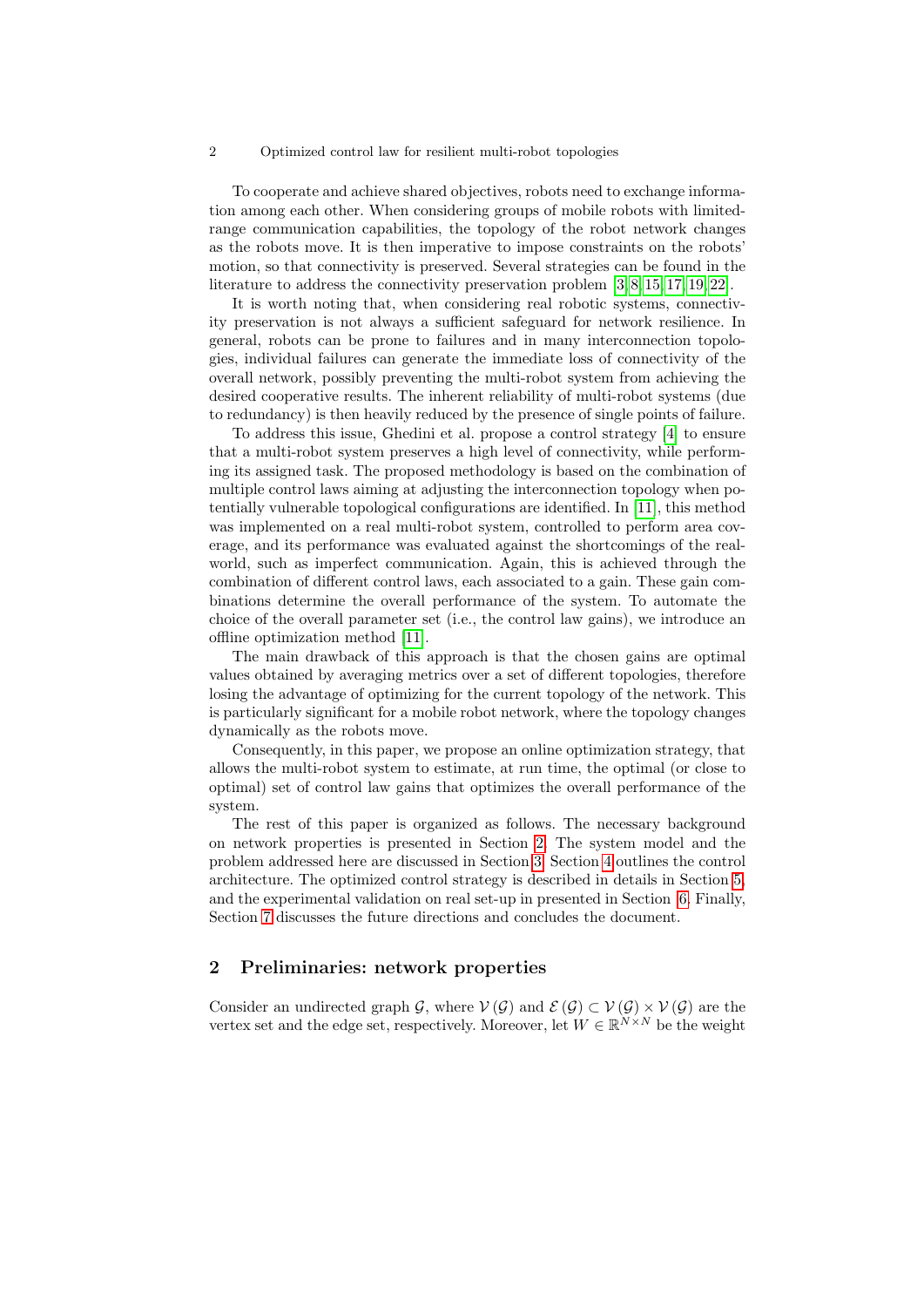To cooperate and achieve shared objectives, robots need to exchange information among each other. When considering groups of mobile robots with limited-range communication capabilities, the topology of the robot network changes as the robots move. It is then imperative to impose constraints on the robots' motion, so that connectivity is preserved. Several strategies can be found in the literature to address the connectivity preservation problem [3,8,15,17,19,22].

It is worth noting that, when considering real robotic systems, connectivity preservation is not always a sufficient safeguard for network resilience. In general, robots can be prone to failures and in many interconnection topologies, individual failures can generate the immediate loss of connectivity of the overall network, possibly preventing the multi-robot system from achieving the desired cooperative results. The inherent reliability of multi-robot systems (due to redundancy) is then heavily reduced by the presence of single points of failure.

To address this issue, Ghedini et al. propose a control strategy [4] to ensure that a multi-robot system preserves a high level of connectivity, while performing its assigned task. The proposed methodology is based on the combination of multiple control laws aiming at adjusting the interconnection topology when potentially vulnerable topological configurations are identified. In [11], this method was implemented on a real multi-robot system, controlled to perform area coverage, and its performance was evaluated against the shortcomings of the real-world, such as imperfect communication. Again, this is achieved through the combination of different control laws, each associated to a gain. These gain combinations determine the overall performance of the system. To automate the choice of the overall parameter set (i.e., the control law gains), we introduce an offline optimization method [11].

The main drawback of this approach is that the chosen gains are optimal values obtained by averaging metrics over a set of different topologies, therefore losing the advantage of optimizing for the current topology of the network. This is particularly significant for a mobile robot network, where the topology changes dynamically as the robots move.

Consequently, in this paper, we propose an online optimization strategy, that allows the multi-robot system to estimate, at run time, the optimal (or close to optimal) set of control law gains that optimizes the overall performance of the system.

The rest of this paper is organized as follows. The necessary background on network properties is presented in Section 2. The system model and the problem addressed here are discussed in Section 3. Section 4 outlines the control architecture. The optimized control strategy is described in details in Section 5, and the experimental validation on real set-up in presented in Section 6. Finally, Section 7 discusses the future directions and concludes the document.

## 2 Preliminaries: network properties

Consider an undirected graph $\mathcal{G}$, where $\mathcal{V}(\mathcal{G})$ and $\mathcal{E}(\mathcal{G}) \subset \mathcal{V}(\mathcal{G}) \times \mathcal{V}(\mathcal{G})$ are the vertex set and the edge set, respectively. Moreover, let $W \in \mathbb{R}^{N \times N}$ be the weight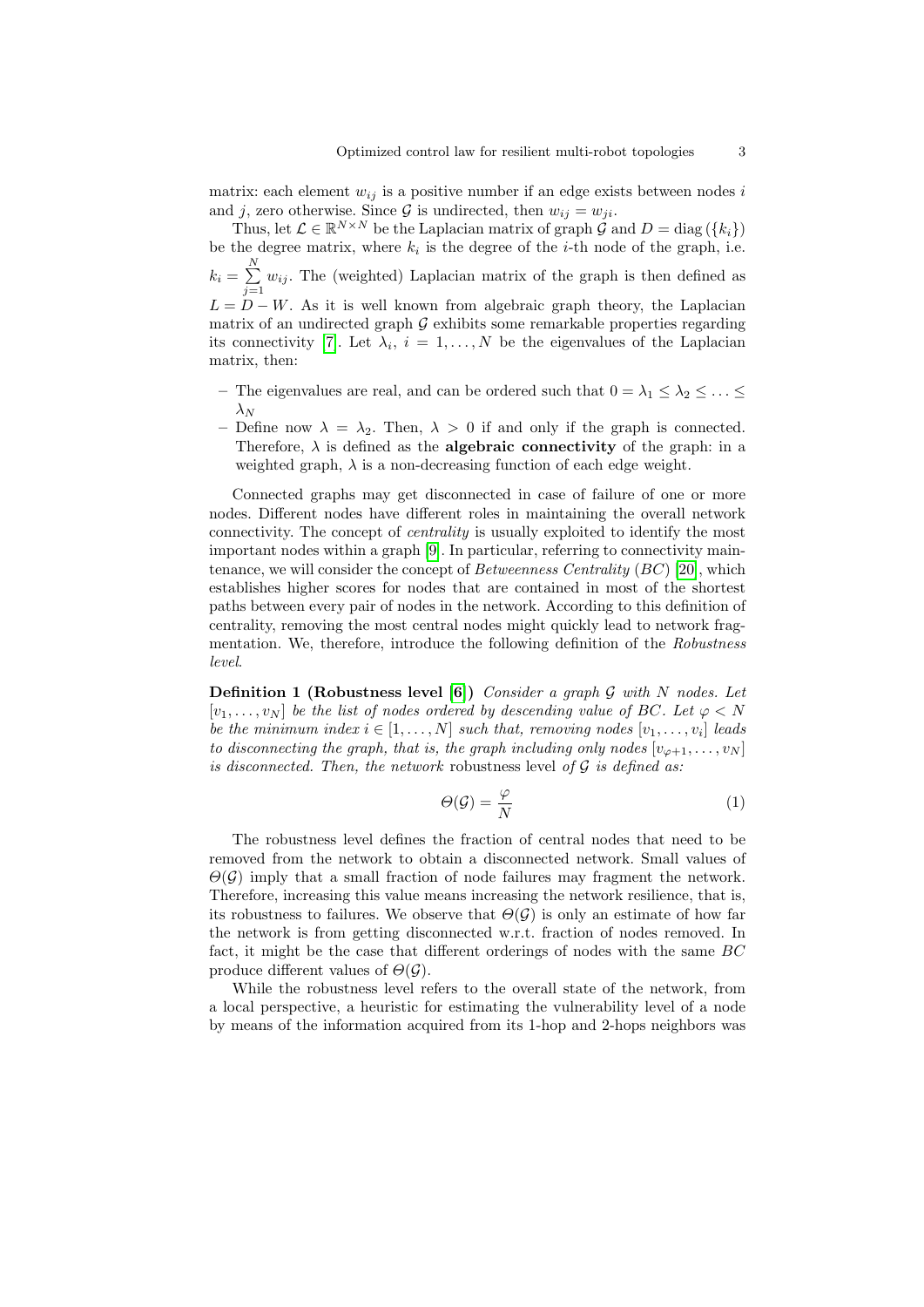matrix: each element $w_{ij}$ is a positive number if an edge exists between nodes $i$ and $j$, zero otherwise. Since $\mathcal{G}$ is undirected, then $w_{ij} = w_{ji}$.

Thus, let $\mathcal{L} \in \mathbb{R}^{N \times N}$ be the Laplacian matrix of graph $\mathcal{G}$ and $D = \text{diag}(\{k_i\})$ be the degree matrix, where $k_i$ is the degree of the $i$-th node of the graph, i.e. $k_i = \sum_{j=1}^{N} w_{ij}$. The (weighted) Laplacian matrix of the graph is then defined as $L = D - W$. As it is well known from algebraic graph theory, the Laplacian matrix of an undirected graph $\mathcal{G}$ exhibits some remarkable properties regarding its connectivity [7]. Let $\lambda_i$, $i = 1, \ldots, N$ be the eigenvalues of the Laplacian matrix, then:

- The eigenvalues are real, and can be ordered such that $0 = \lambda_1 \leq \lambda_2 \leq \ldots \leq \lambda_N$
- Define now $\lambda = \lambda_2$. Then, $\lambda > 0$ if and only if the graph is connected. Therefore, $\lambda$ is defined as the **algebraic connectivity** of the graph: in a weighted graph, $\lambda$ is a non-decreasing function of each edge weight.

Connected graphs may get disconnected in case of failure of one or more nodes. Different nodes have different roles in maintaining the overall network connectivity. The concept of *centrality* is usually exploited to identify the most important nodes within a graph [9]. In particular, referring to connectivity maintenance, we will consider the concept of *Betweenness Centrality* (*BC*) [20], which establishes higher scores for nodes that are contained in most of the shortest paths between every pair of nodes in the network. According to this definition of centrality, removing the most central nodes might quickly lead to network fragmentation. We, therefore, introduce the following definition of the *Robustness level*.

**Definition 1 (Robustness level [6])** *Consider a graph $\mathcal{G}$ with $N$ nodes. Let $[v_1, \ldots, v_N]$ be the list of nodes ordered by descending value of BC. Let $\varphi < N$ be the minimum index $i \in [1, \ldots, N]$ such that, removing nodes $[v_1, \ldots, v_i]$ leads to disconnecting the graph, that is, the graph including only nodes $[v_{\varphi+1}, \ldots, v_N]$ is disconnected. Then, the network* robustness level *of $\mathcal{G}$ is defined as:*

$$\Theta(\mathcal{G}) = \frac{\varphi}{N} \tag{1}$$

The robustness level defines the fraction of central nodes that need to be removed from the network to obtain a disconnected network. Small values of $\Theta(\mathcal{G})$ imply that a small fraction of node failures may fragment the network. Therefore, increasing this value means increasing the network resilience, that is, its robustness to failures. We observe that $\Theta(\mathcal{G})$ is only an estimate of how far the network is from getting disconnected w.r.t. fraction of nodes removed. In fact, it might be the case that different orderings of nodes with the same *BC* produce different values of $\Theta(\mathcal{G})$.

While the robustness level refers to the overall state of the network, from a local perspective, a heuristic for estimating the vulnerability level of a node by means of the information acquired from its 1-hop and 2-hops neighbors was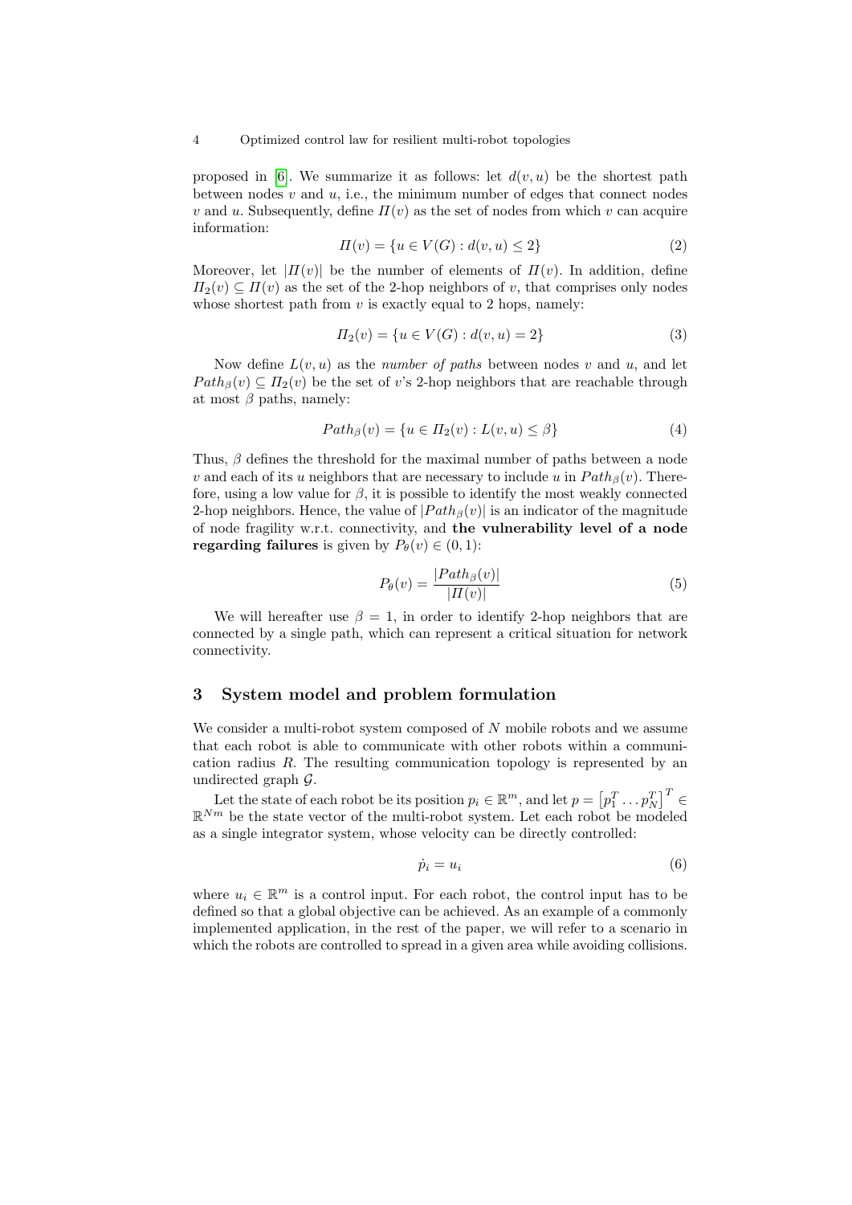proposed in [6]. We summarize it as follows: let $d(v, u)$ be the shortest path between nodes $v$ and $u$, i.e., the minimum number of edges that connect nodes $v$ and $u$. Subsequently, define $\Pi(v)$ as the set of nodes from which $v$ can acquire information:

$$\Pi(v) = \{u \in V(G) : d(v, u) \leq 2\} \tag{2}$$

Moreover, let $|\Pi(v)|$ be the number of elements of $\Pi(v)$. In addition, define $\Pi_2(v) \subseteq \Pi(v)$ as the set of the 2-hop neighbors of $v$, that comprises only nodes whose shortest path from $v$ is exactly equal to 2 hops, namely:

$$\Pi_2(v) = \{u \in V(G) : d(v, u) = 2\} \tag{3}$$

Now define $L(v, u)$ as the *number of paths* between nodes $v$ and $u$, and let $Path_\beta(v) \subseteq \Pi_2(v)$ be the set of $v$'s 2-hop neighbors that are reachable through at most $\beta$ paths, namely:

$$Path_\beta(v) = \{u \in \Pi_2(v) : L(v, u) \leq \beta\} \tag{4}$$

Thus, $\beta$ defines the threshold for the maximal number of paths between a node $v$ and each of its $u$ neighbors that are necessary to include $u$ in $Path_\beta(v)$. Therefore, using a low value for $\beta$, it is possible to identify the most weakly connected 2-hop neighbors. Hence, the value of $|Path_\beta(v)|$ is an indicator of the magnitude of node fragility w.r.t. connectivity, and **the vulnerability level of a node regarding failures** is given by $P_\theta(v) \in (0, 1)$:

$$P_\theta(v) = \frac{|Path_\beta(v)|}{|\Pi(v)|} \tag{5}$$

We will hereafter use $\beta = 1$, in order to identify 2-hop neighbors that are connected by a single path, which can represent a critical situation for network connectivity.

## 3 System model and problem formulation

We consider a multi-robot system composed of $N$ mobile robots and we assume that each robot is able to communicate with other robots within a communication radius $R$. The resulting communication topology is represented by an undirected graph $\mathcal{G}$.

Let the state of each robot be its position $p_i \in \mathbb{R}^m$, and let $p = \left[p_1^T \dots p_N^T\right]^T \in \mathbb{R}^{Nm}$ be the state vector of the multi-robot system. Let each robot be modeled as a single integrator system, whose velocity can be directly controlled:

$$\dot{p}_i = u_i \tag{6}$$

where $u_i \in \mathbb{R}^m$ is a control input. For each robot, the control input has to be defined so that a global objective can be achieved. As an example of a commonly implemented application, in the rest of the paper, we will refer to a scenario in which the robots are controlled to spread in a given area while avoiding collisions.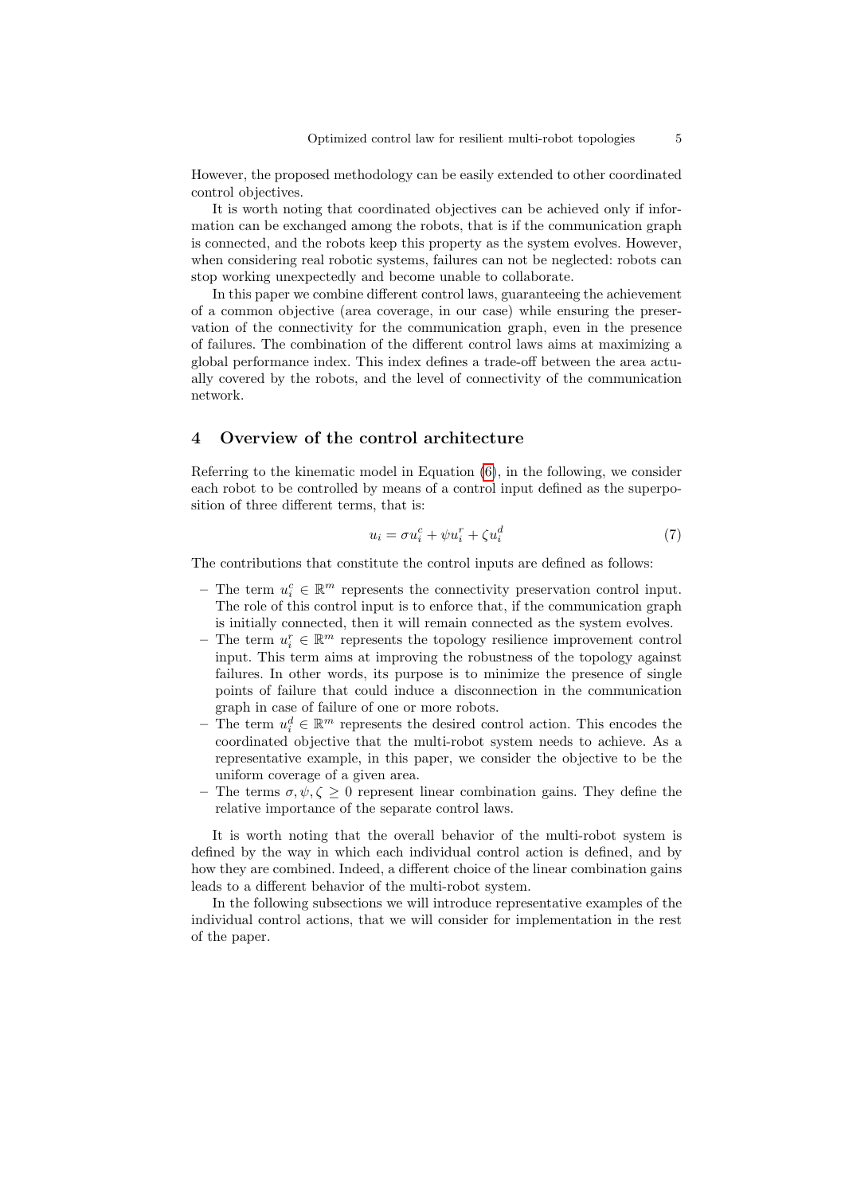However, the proposed methodology can be easily extended to other coordinated control objectives.

It is worth noting that coordinated objectives can be achieved only if information can be exchanged among the robots, that is if the communication graph is connected, and the robots keep this property as the system evolves. However, when considering real robotic systems, failures can not be neglected: robots can stop working unexpectedly and become unable to collaborate.

In this paper we combine different control laws, guaranteeing the achievement of a common objective (area coverage, in our case) while ensuring the preservation of the connectivity for the communication graph, even in the presence of failures. The combination of the different control laws aims at maximizing a global performance index. This index defines a trade-off between the area actually covered by the robots, and the level of connectivity of the communication network.

## 4 Overview of the control architecture

Referring to the kinematic model in Equation (6), in the following, we consider each robot to be controlled by means of a control input defined as the superposition of three different terms, that is:

$$u_i = \sigma u_i^c + \psi u_i^r + \zeta u_i^d \tag{7}$$

The contributions that constitute the control inputs are defined as follows:

- The term $u_i^c \in \mathbb{R}^m$ represents the connectivity preservation control input. The role of this control input is to enforce that, if the communication graph is initially connected, then it will remain connected as the system evolves.
- The term $u_i^r \in \mathbb{R}^m$ represents the topology resilience improvement control input. This term aims at improving the robustness of the topology against failures. In other words, its purpose is to minimize the presence of single points of failure that could induce a disconnection in the communication graph in case of failure of one or more robots.
- The term $u_i^d \in \mathbb{R}^m$ represents the desired control action. This encodes the coordinated objective that the multi-robot system needs to achieve. As a representative example, in this paper, we consider the objective to be the uniform coverage of a given area.
- The terms $\sigma, \psi, \zeta \geq 0$ represent linear combination gains. They define the relative importance of the separate control laws.

It is worth noting that the overall behavior of the multi-robot system is defined by the way in which each individual control action is defined, and by how they are combined. Indeed, a different choice of the linear combination gains leads to a different behavior of the multi-robot system.

In the following subsections we will introduce representative examples of the individual control actions, that we will consider for implementation in the rest of the paper.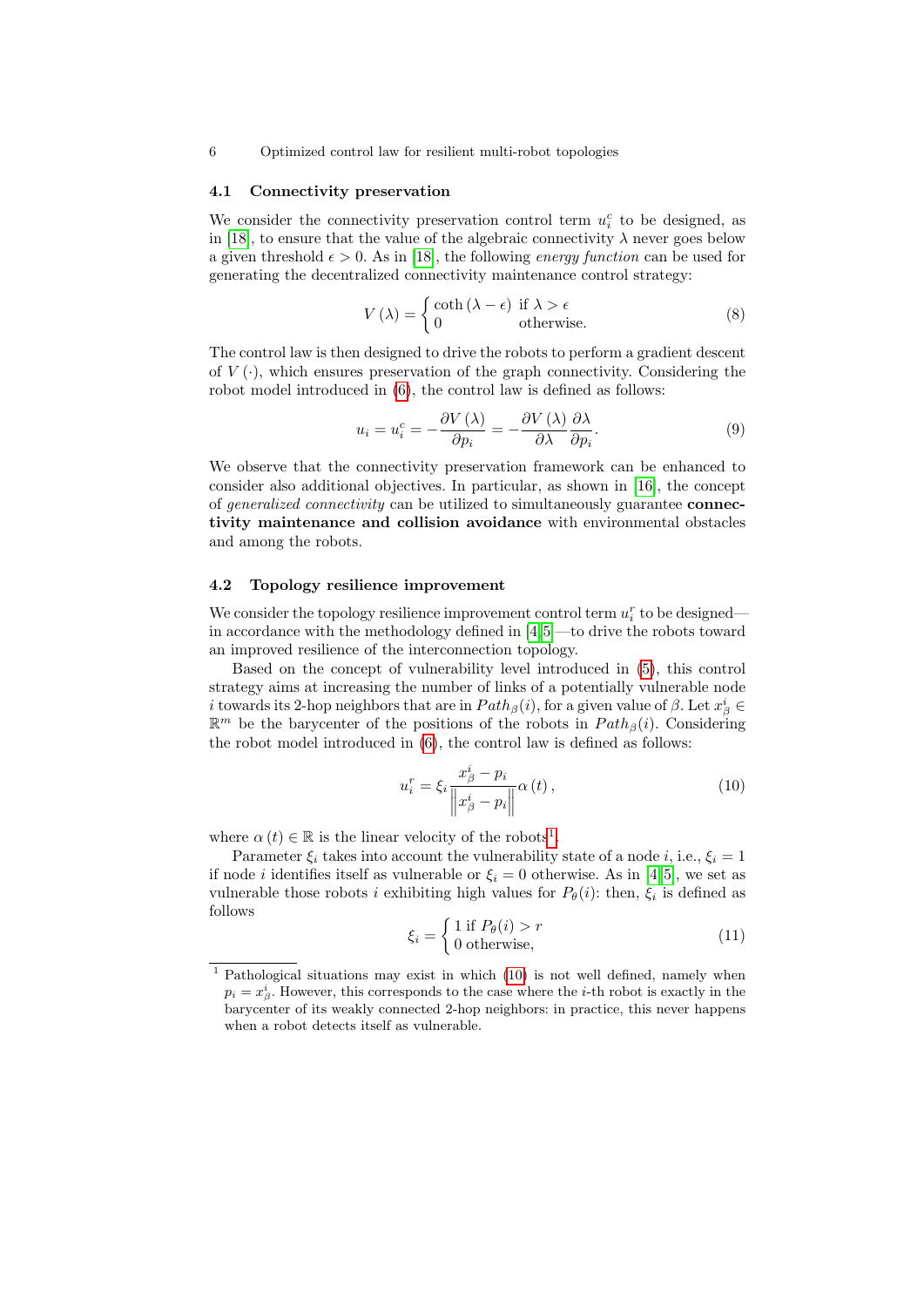### 4.1 Connectivity preservation

We consider the connectivity preservation control term $u_i^c$ to be designed, as in [18], to ensure that the value of the algebraic connectivity $\lambda$ never goes below a given threshold $\epsilon > 0$. As in [18], the following *energy function* can be used for generating the decentralized connectivity maintenance control strategy:

$$V(\lambda) = \begin{cases} \coth(\lambda - \epsilon) & \text{if } \lambda > \epsilon \\ 0 & \text{otherwise.} \end{cases} \tag{8}$$

The control law is then designed to drive the robots to perform a gradient descent of $V(\cdot)$, which ensures preservation of the graph connectivity. Considering the robot model introduced in (6), the control law is defined as follows:

$$u_i = u_i^c = -\frac{\partial V(\lambda)}{\partial p_i} = -\frac{\partial V(\lambda)}{\partial \lambda}\frac{\partial \lambda}{\partial p_i}. \tag{9}$$

We observe that the connectivity preservation framework can be enhanced to consider also additional objectives. In particular, as shown in [16], the concept of *generalized connectivity* can be utilized to simultaneously guarantee **connectivity maintenance and collision avoidance** with environmental obstacles and among the robots.

### 4.2 Topology resilience improvement

We consider the topology resilience improvement control term $u_i^r$ to be designed—in accordance with the methodology defined in [4,5]—to drive the robots toward an improved resilience of the interconnection topology.

Based on the concept of vulnerability level introduced in (5), this control strategy aims at increasing the number of links of a potentially vulnerable node $i$ towards its 2-hop neighbors that are in $Path_\beta(i)$, for a given value of $\beta$. Let $x_\beta^i \in \mathbb{R}^m$ be the barycenter of the positions of the robots in $Path_\beta(i)$. Considering the robot model introduced in (6), the control law is defined as follows:

$$u_i^r = \xi_i \frac{x_\beta^i - p_i}{\left\| x_\beta^i - p_i \right\|}\alpha(t), \tag{10}$$

where $\alpha(t) \in \mathbb{R}$ is the linear velocity of the robots[1].

Parameter $\xi_i$ takes into account the vulnerability state of a node $i$, i.e., $\xi_i = 1$ if node $i$ identifies itself as vulnerable or $\xi_i = 0$ otherwise. As in [4,5], we set as vulnerable those robots $i$ exhibiting high values for $P_\theta(i)$: then, $\xi_i$ is defined as follows

$$\xi_i = \begin{cases} 1 \text{ if } P_\theta(i) > r \\ 0 \text{ otherwise,} \end{cases} \tag{11}$$

[1] Pathological situations may exist in which (10) is not well defined, namely when $p_i = x_\beta^i$. However, this corresponds to the case where the $i$-th robot is exactly in the barycenter of its weakly connected 2-hop neighbors: in practice, this never happens when a robot detects itself as vulnerable.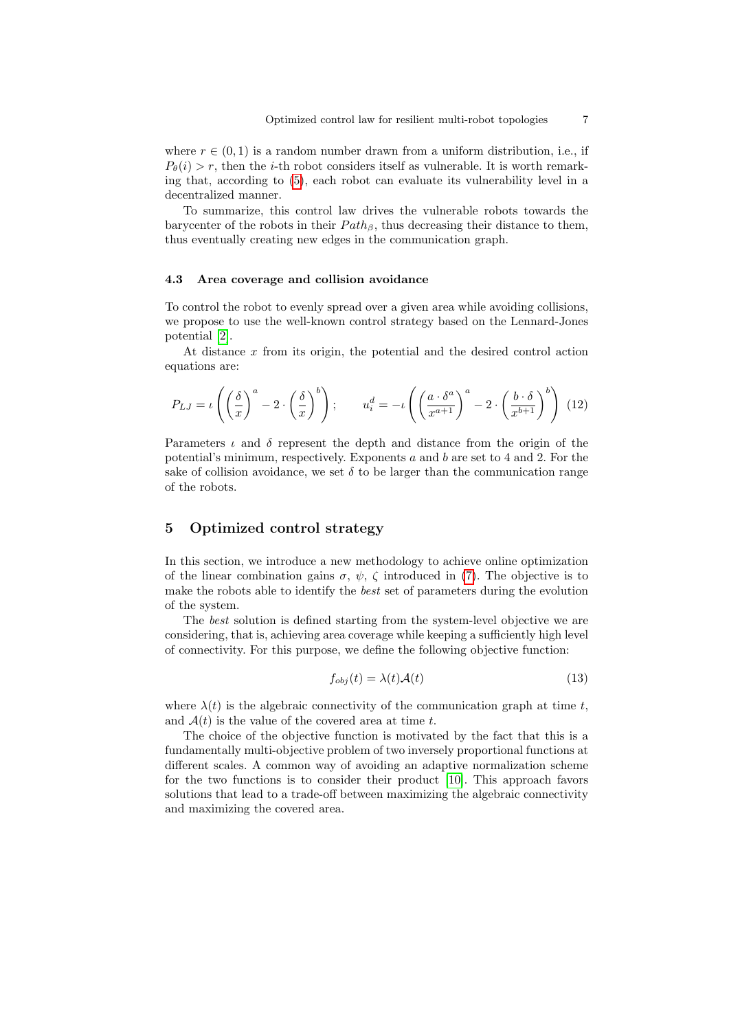where $r \in (0, 1)$ is a random number drawn from a uniform distribution, i.e., if $P_\theta(i) > r$, then the $i$-th robot considers itself as vulnerable. It is worth remarking that, according to (5), each robot can evaluate its vulnerability level in a decentralized manner.

To summarize, this control law drives the vulnerable robots towards the barycenter of the robots in their $Path_\beta$, thus decreasing their distance to them, thus eventually creating new edges in the communication graph.

### 4.3 Area coverage and collision avoidance

To control the robot to evenly spread over a given area while avoiding collisions, we propose to use the well-known control strategy based on the Lennard-Jones potential [2].

At distance $x$ from its origin, the potential and the desired control action equations are:

$$P_{LJ} = \iota \left( \left(\frac{\delta}{x}\right)^a - 2 \cdot \left(\frac{\delta}{x}\right)^b \right); \qquad u_i^d = -\iota \left( \left(\frac{a \cdot \delta^a}{x^{a+1}}\right)^a - 2 \cdot \left(\frac{b \cdot \delta}{x^{b+1}}\right)^b \right) \quad (12)$$

Parameters $\iota$ and $\delta$ represent the depth and distance from the origin of the potential's minimum, respectively. Exponents $a$ and $b$ are set to 4 and 2. For the sake of collision avoidance, we set $\delta$ to be larger than the communication range of the robots.

## 5 Optimized control strategy

In this section, we introduce a new methodology to achieve online optimization of the linear combination gains $\sigma$, $\psi$, $\zeta$ introduced in (7). The objective is to make the robots able to identify the *best* set of parameters during the evolution of the system.

The *best* solution is defined starting from the system-level objective we are considering, that is, achieving area coverage while keeping a sufficiently high level of connectivity. For this purpose, we define the following objective function:

$$f_{obj}(t) = \lambda(t)\mathcal{A}(t) \quad (13)$$

where $\lambda(t)$ is the algebraic connectivity of the communication graph at time $t$, and $\mathcal{A}(t)$ is the value of the covered area at time $t$.

The choice of the objective function is motivated by the fact that this is a fundamentally multi-objective problem of two inversely proportional functions at different scales. A common way of avoiding an adaptive normalization scheme for the two functions is to consider their product [10]. This approach favors solutions that lead to a trade-off between maximizing the algebraic connectivity and maximizing the covered area.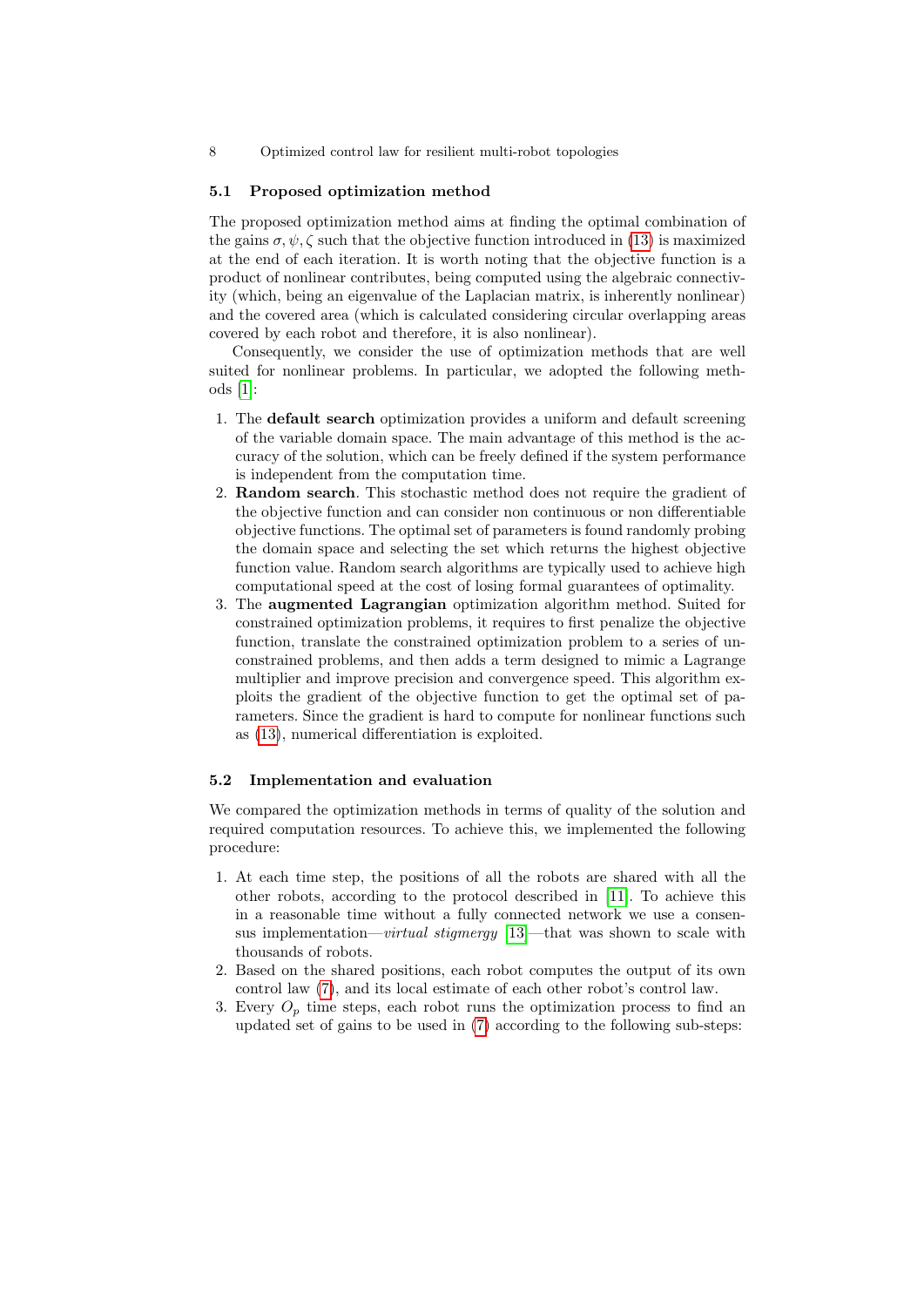### 5.1 Proposed optimization method

The proposed optimization method aims at finding the optimal combination of the gains $\sigma, \psi, \zeta$ such that the objective function introduced in (13) is maximized at the end of each iteration. It is worth noting that the objective function is a product of nonlinear contributes, being computed using the algebraic connectivity (which, being an eigenvalue of the Laplacian matrix, is inherently nonlinear) and the covered area (which is calculated considering circular overlapping areas covered by each robot and therefore, it is also nonlinear).

Consequently, we consider the use of optimization methods that are well suited for nonlinear problems. In particular, we adopted the following methods [1]:

1. The **default search** optimization provides a uniform and default screening of the variable domain space. The main advantage of this method is the accuracy of the solution, which can be freely defined if the system performance is independent from the computation time.
2. **Random search**. This stochastic method does not require the gradient of the objective function and can consider non continuous or non differentiable objective functions. The optimal set of parameters is found randomly probing the domain space and selecting the set which returns the highest objective function value. Random search algorithms are typically used to achieve high computational speed at the cost of losing formal guarantees of optimality.
3. The **augmented Lagrangian** optimization algorithm method. Suited for constrained optimization problems, it requires to first penalize the objective function, translate the constrained optimization problem to a series of unconstrained problems, and then adds a term designed to mimic a Lagrange multiplier and improve precision and convergence speed. This algorithm exploits the gradient of the objective function to get the optimal set of parameters. Since the gradient is hard to compute for nonlinear functions such as (13), numerical differentiation is exploited.

### 5.2 Implementation and evaluation

We compared the optimization methods in terms of quality of the solution and required computation resources. To achieve this, we implemented the following procedure:

1. At each time step, the positions of all the robots are shared with all the other robots, according to the protocol described in [11]. To achieve this in a reasonable time without a fully connected network we use a consensus implementation—*virtual stigmergy* [13]—that was shown to scale with thousands of robots.
2. Based on the shared positions, each robot computes the output of its own control law (7), and its local estimate of each other robot's control law.
3. Every $O_p$ time steps, each robot runs the optimization process to find an updated set of gains to be used in (7) according to the following sub-steps: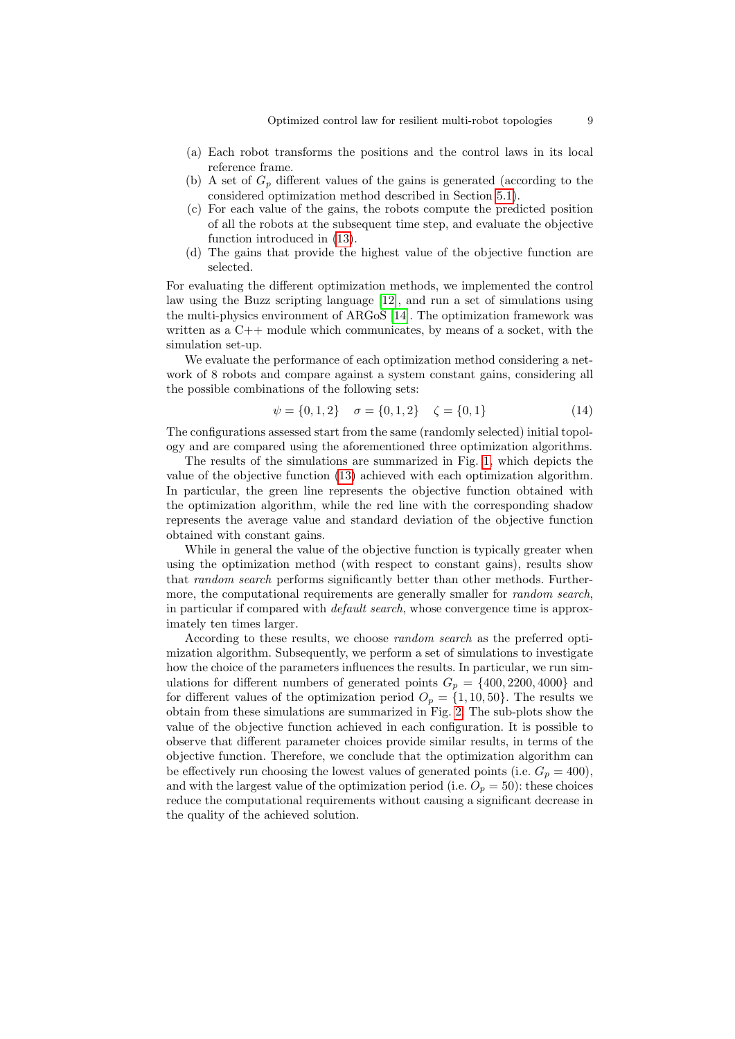(a) Each robot transforms the positions and the control laws in its local reference frame.
(b) A set of $G_p$ different values of the gains is generated (according to the considered optimization method described in Section 5.1).
(c) For each value of the gains, the robots compute the predicted position of all the robots at the subsequent time step, and evaluate the objective function introduced in (13).
(d) The gains that provide the highest value of the objective function are selected.

For evaluating the different optimization methods, we implemented the control law using the Buzz scripting language [12], and run a set of simulations using the multi-physics environment of ARGoS [14]. The optimization framework was written as a C++ module which communicates, by means of a socket, with the simulation set-up.

We evaluate the performance of each optimization method considering a network of 8 robots and compare against a system constant gains, considering all the possible combinations of the following sets:

$$\psi = \{0, 1, 2\} \quad \sigma = \{0, 1, 2\} \quad \zeta = \{0, 1\} \tag{14}$$

The configurations assessed start from the same (randomly selected) initial topology and are compared using the aforementioned three optimization algorithms.

The results of the simulations are summarized in Fig. 1, which depicts the value of the objective function (13) achieved with each optimization algorithm. In particular, the green line represents the objective function obtained with the optimization algorithm, while the red line with the corresponding shadow represents the average value and standard deviation of the objective function obtained with constant gains.

While in general the value of the objective function is typically greater when using the optimization method (with respect to constant gains), results show that *random search* performs significantly better than other methods. Furthermore, the computational requirements are generally smaller for *random search*, in particular if compared with *default search*, whose convergence time is approximately ten times larger.

According to these results, we choose *random search* as the preferred optimization algorithm. Subsequently, we perform a set of simulations to investigate how the choice of the parameters influences the results. In particular, we run simulations for different numbers of generated points $G_p = \{400, 2200, 4000\}$ and for different values of the optimization period $O_p = \{1, 10, 50\}$. The results we obtain from these simulations are summarized in Fig. 2. The sub-plots show the value of the objective function achieved in each configuration. It is possible to observe that different parameter choices provide similar results, in terms of the objective function. Therefore, we conclude that the optimization algorithm can be effectively run choosing the lowest values of generated points (i.e. $G_p = 400$), and with the largest value of the optimization period (i.e. $O_p = 50$): these choices reduce the computational requirements without causing a significant decrease in the quality of the achieved solution.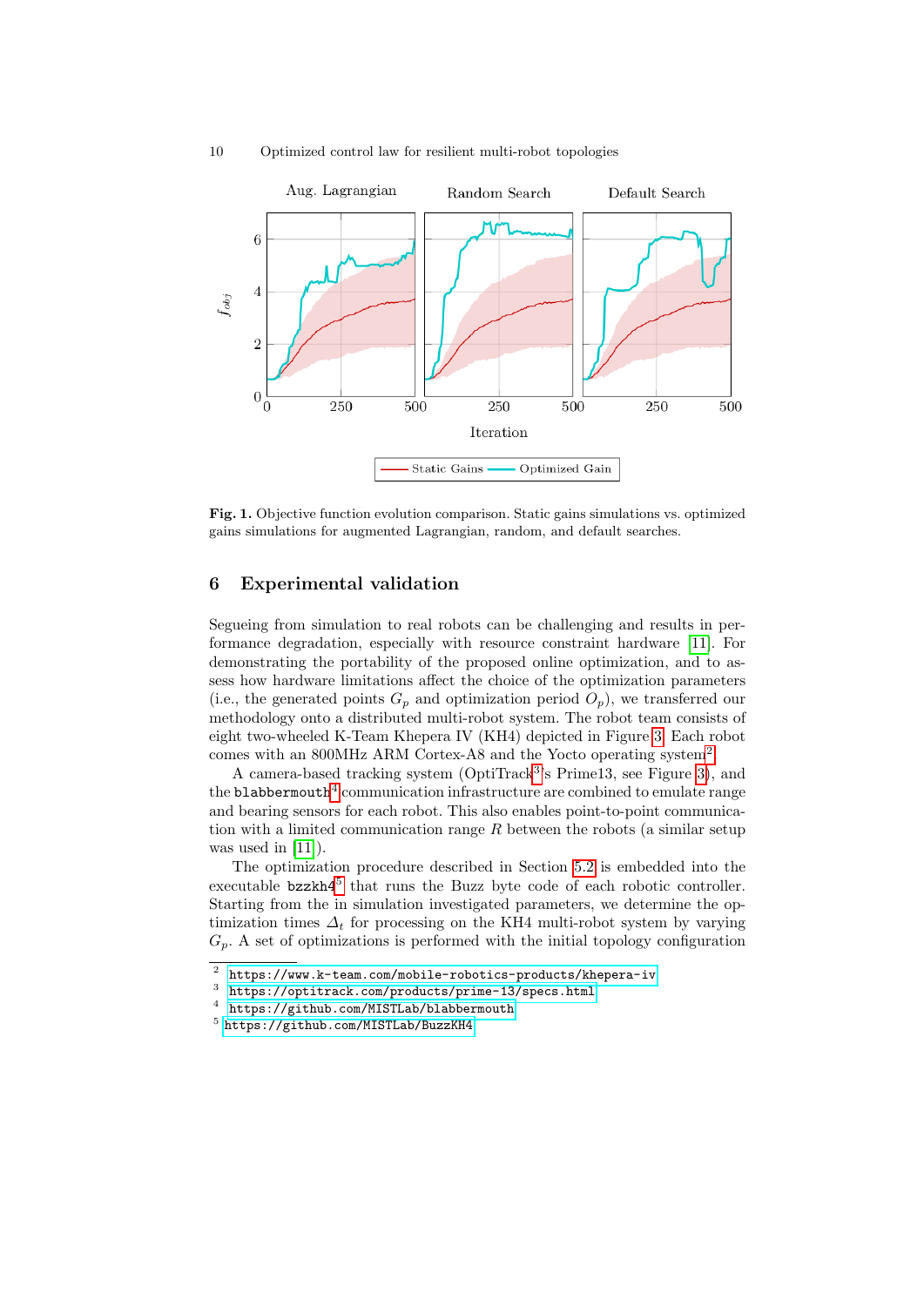**Fig. 1.** Objective function evolution comparison. Static gains simulations vs. optimized gains simulations for augmented Lagrangian, random, and default searches.

## 6 Experimental validation

Segueing from simulation to real robots can be challenging and results in performance degradation, especially with resource constraint hardware [11]. For demonstrating the portability of the proposed online optimization, and to assess how hardware limitations affect the choice of the optimization parameters (i.e., the generated points $G_p$ and optimization period $O_p$), we transferred our methodology onto a distributed multi-robot system. The robot team consists of eight two-wheeled K-Team Khepera IV (KH4) depicted in Figure 3. Each robot comes with an 800MHz ARM Cortex-A8 and the Yocto operating system[2].

A camera-based tracking system (OptiTrack[3]'s Prime13, see Figure 3), and the `blabbermouth`[4] communication infrastructure are combined to emulate range and bearing sensors for each robot. This also enables point-to-point communication with a limited communication range $R$ between the robots (a similar setup was used in [11]).

The optimization procedure described in Section 5.2 is embedded into the executable `bzzkh4`[5] that runs the Buzz byte code of each robotic controller. Starting from the in simulation investigated parameters, we determine the optimization times $\Delta_t$ for processing on the KH4 multi-robot system by varying $G_p$. A set of optimizations is performed with the initial topology configuration

[2] https://www.k-team.com/mobile-robotics-products/khepera-iv

[3] https://optitrack.com/products/prime-13/specs.html

[4] https://github.com/MISTLab/blabbermouth

[5] https://github.com/MISTLab/BuzzKH4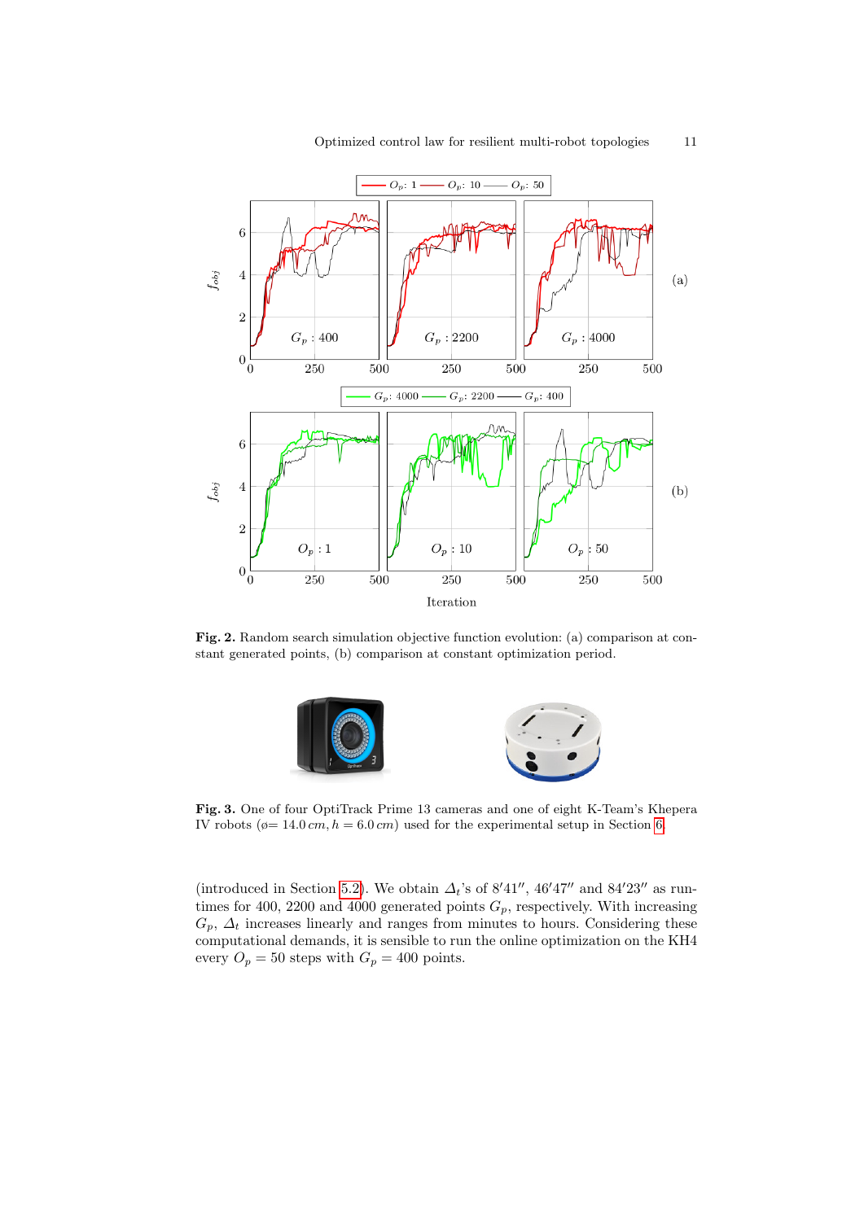**Fig. 2.** Random search simulation objective function evolution: (a) comparison at constant generated points, (b) comparison at constant optimization period.

**Fig. 3.** One of four OptiTrack Prime 13 cameras and one of eight K-Team's Khepera IV robots ($\varnothing = 14.0\,cm, h = 6.0\,cm$) used for the experimental setup in Section 6.

(introduced in Section 5.2). We obtain $\Delta_t$'s of $8'41''$, $46'47''$ and $84'23''$ as runtimes for 400, 2200 and 4000 generated points $G_p$, respectively. With increasing $G_p$, $\Delta_t$ increases linearly and ranges from minutes to hours. Considering these computational demands, it is sensible to run the online optimization on the KH4 every $O_p = 50$ steps with $G_p = 400$ points.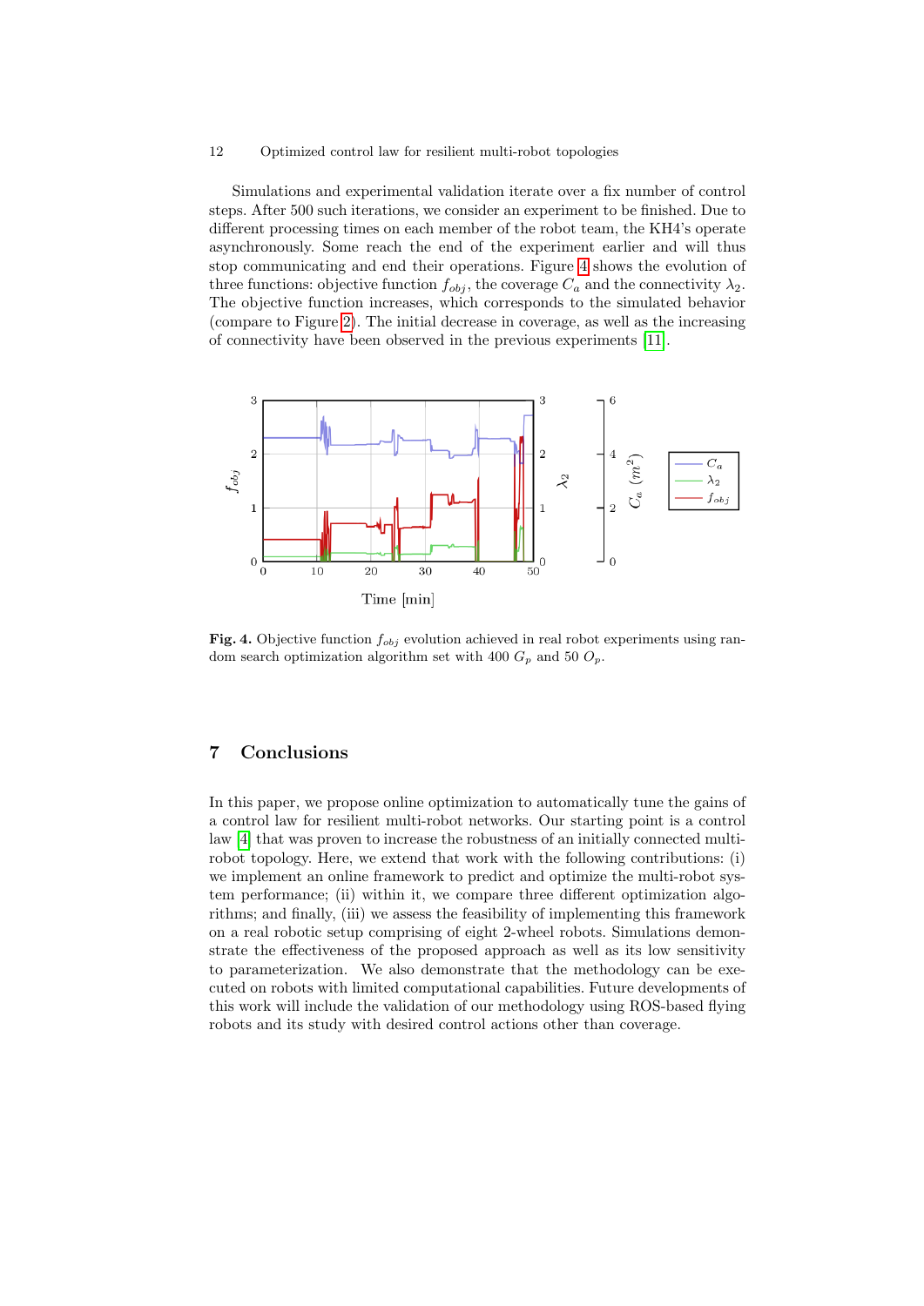Simulations and experimental validation iterate over a fix number of control steps. After 500 such iterations, we consider an experiment to be finished. Due to different processing times on each member of the robot team, the KH4's operate asynchronously. Some reach the end of the experiment earlier and will thus stop communicating and end their operations. Figure 4 shows the evolution of three functions: objective function $f_{obj}$, the coverage $C_a$ and the connectivity $\lambda_2$. The objective function increases, which corresponds to the simulated behavior (compare to Figure 2). The initial decrease in coverage, as well as the increasing of connectivity have been observed in the previous experiments [11].

**Fig. 4.** Objective function $f_{obj}$ evolution achieved in real robot experiments using random search optimization algorithm set with 400 $G_p$ and 50 $O_p$.

## 7 Conclusions

In this paper, we propose online optimization to automatically tune the gains of a control law for resilient multi-robot networks. Our starting point is a control law [4] that was proven to increase the robustness of an initially connected multi-robot topology. Here, we extend that work with the following contributions: (i) we implement an online framework to predict and optimize the multi-robot system performance; (ii) within it, we compare three different optimization algorithms; and finally, (iii) we assess the feasibility of implementing this framework on a real robotic setup comprising of eight 2-wheel robots. Simulations demonstrate the effectiveness of the proposed approach as well as its low sensitivity to parameterization. We also demonstrate that the methodology can be executed on robots with limited computational capabilities. Future developments of this work will include the validation of our methodology using ROS-based flying robots and its study with desired control actions other than coverage.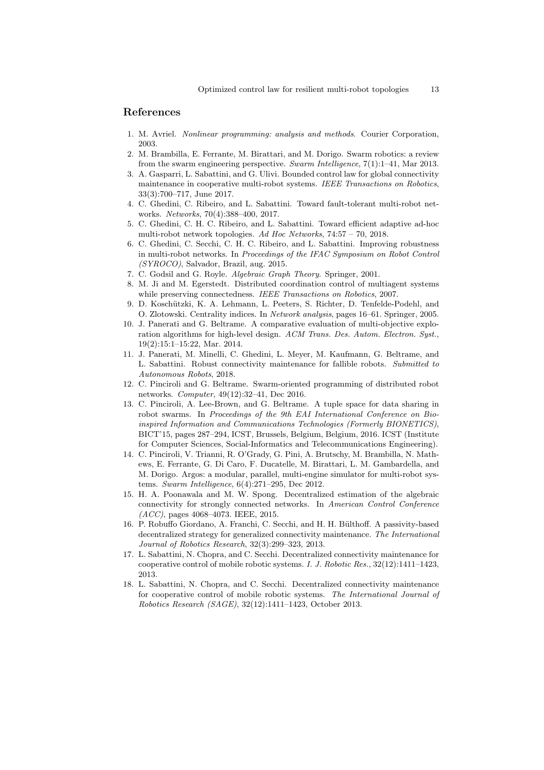## References

1. M. Avriel. *Nonlinear programming: analysis and methods*. Courier Corporation, 2003.
2. M. Brambilla, E. Ferrante, M. Birattari, and M. Dorigo. Swarm robotics: a review from the swarm engineering perspective. *Swarm Intelligence*, 7(1):1–41, Mar 2013.
3. A. Gasparri, L. Sabattini, and G. Ulivi. Bounded control law for global connectivity maintenance in cooperative multi-robot systems. *IEEE Transactions on Robotics*, 33(3):700–717, June 2017.
4. C. Ghedini, C. Ribeiro, and L. Sabattini. Toward fault-tolerant multi-robot networks. *Networks*, 70(4):388–400, 2017.
5. C. Ghedini, C. H. C. Ribeiro, and L. Sabattini. Toward efficient adaptive ad-hoc multi-robot network topologies. *Ad Hoc Networks*, 74:57 – 70, 2018.
6. C. Ghedini, C. Secchi, C. H. C. Ribeiro, and L. Sabattini. Improving robustness in multi-robot networks. In *Proceedings of the IFAC Symposium on Robot Control (SYROCO)*, Salvador, Brazil, aug. 2015.
7. C. Godsil and G. Royle. *Algebraic Graph Theory*. Springer, 2001.
8. M. Ji and M. Egerstedt. Distributed coordination control of multiagent systems while preserving connectedness. *IEEE Transactions on Robotics*, 2007.
9. D. Koschützki, K. A. Lehmann, L. Peeters, S. Richter, D. Tenfelde-Podehl, and O. Zlotowski. Centrality indices. In *Network analysis*, pages 16–61. Springer, 2005.
10. J. Panerati and G. Beltrame. A comparative evaluation of multi-objective exploration algorithms for high-level design. *ACM Trans. Des. Autom. Electron. Syst.*, 19(2):15:1–15:22, Mar. 2014.
11. J. Panerati, M. Minelli, C. Ghedini, L. Meyer, M. Kaufmann, G. Beltrame, and L. Sabattini. Robust connectivity maintenance for fallible robots. *Submitted to Autonomous Robots*, 2018.
12. C. Pinciroli and G. Beltrame. Swarm-oriented programming of distributed robot networks. *Computer*, 49(12):32–41, Dec 2016.
13. C. Pinciroli, A. Lee-Brown, and G. Beltrame. A tuple space for data sharing in robot swarms. In *Proceedings of the 9th EAI International Conference on Bio-inspired Information and Communications Technologies (Formerly BIONETICS)*, BICT'15, pages 287–294, ICST, Brussels, Belgium, Belgium, 2016. ICST (Institute for Computer Sciences, Social-Informatics and Telecommunications Engineering).
14. C. Pinciroli, V. Trianni, R. O'Grady, G. Pini, A. Brutschy, M. Brambilla, N. Mathews, E. Ferrante, G. Di Caro, F. Ducatelle, M. Birattari, L. M. Gambardella, and M. Dorigo. Argos: a modular, parallel, multi-engine simulator for multi-robot systems. *Swarm Intelligence*, 6(4):271–295, Dec 2012.
15. H. A. Poonawala and M. W. Spong. Decentralized estimation of the algebraic connectivity for strongly connected networks. In *American Control Conference (ACC)*, pages 4068–4073. IEEE, 2015.
16. P. Robuffo Giordano, A. Franchi, C. Secchi, and H. H. Bülthoff. A passivity-based decentralized strategy for generalized connectivity maintenance. *The International Journal of Robotics Research*, 32(3):299–323, 2013.
17. L. Sabattini, N. Chopra, and C. Secchi. Decentralized connectivity maintenance for cooperative control of mobile robotic systems. *I. J. Robotic Res.*, 32(12):1411–1423, 2013.
18. L. Sabattini, N. Chopra, and C. Secchi. Decentralized connectivity maintenance for cooperative control of mobile robotic systems. *The International Journal of Robotics Research (SAGE)*, 32(12):1411–1423, October 2013.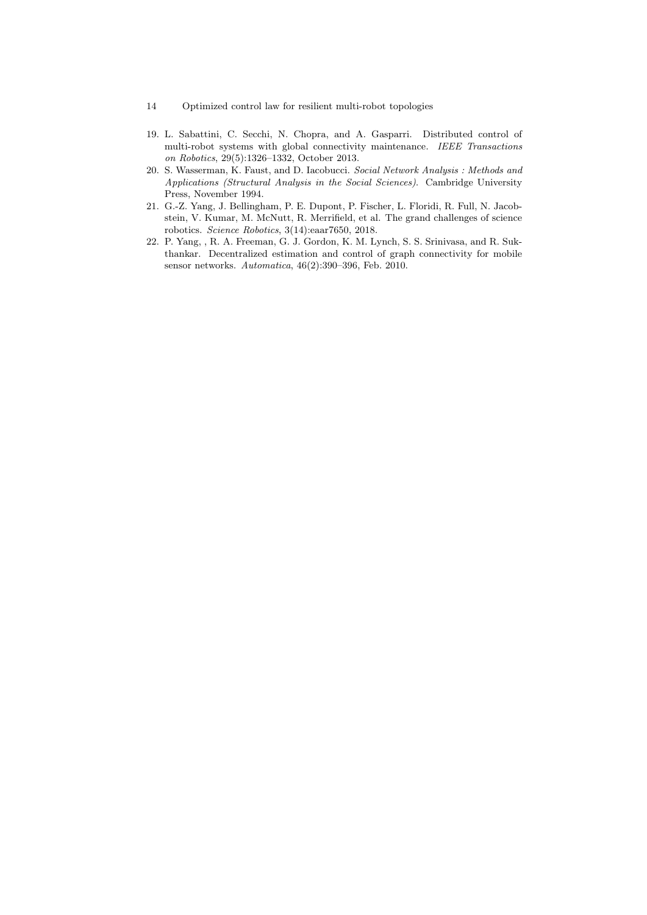19. L. Sabattini, C. Secchi, N. Chopra, and A. Gasparri. Distributed control of multi-robot systems with global connectivity maintenance. *IEEE Transactions on Robotics*, 29(5):1326–1332, October 2013.
20. S. Wasserman, K. Faust, and D. Iacobucci. *Social Network Analysis : Methods and Applications (Structural Analysis in the Social Sciences)*. Cambridge University Press, November 1994.
21. G.-Z. Yang, J. Bellingham, P. E. Dupont, P. Fischer, L. Floridi, R. Full, N. Jacobstein, V. Kumar, M. McNutt, R. Merrifield, et al. The grand challenges of science robotics. *Science Robotics*, 3(14):eaar7650, 2018.
22. P. Yang, , R. A. Freeman, G. J. Gordon, K. M. Lynch, S. S. Srinivasa, and R. Sukthankar. Decentralized estimation and control of graph connectivity for mobile sensor networks. *Automatica*, 46(2):390–396, Feb. 2010.